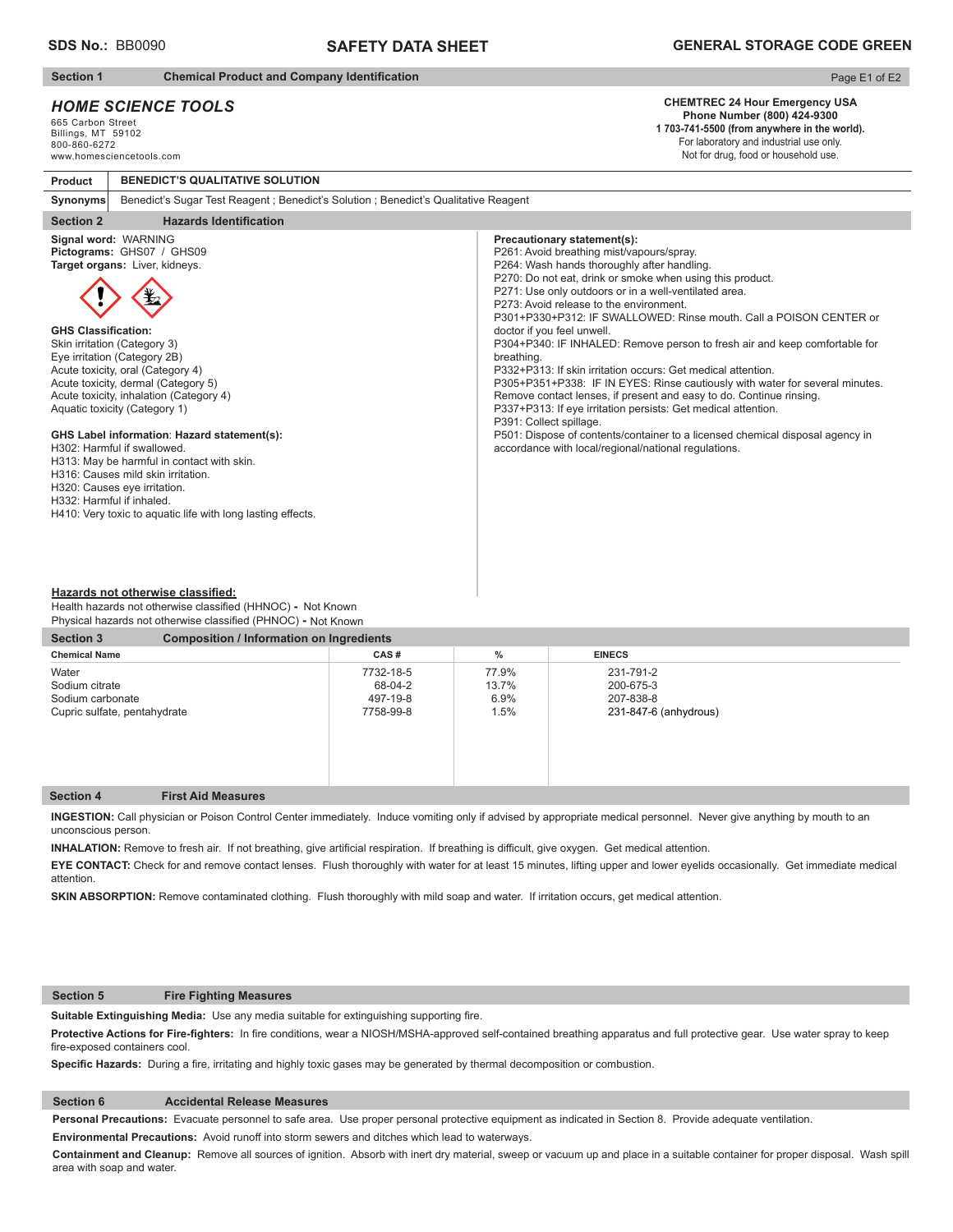**SDS No.:** BB0090

# SAFETY DATA SHEET

**GENERAL STORAGE CODE GREEN**

## Section 1 Chemical Product and Company Identification

### *HOME SCIENCE TOOLS*

665 Carbon Street
Billings, MT 59102
800-860-6272
www.homesciencetools.com

**CHEMTREC 24 Hour Emergency USA**
**Phone Number (800) 424-9300**
**1 703-741-5500 (from anywhere in the world).**
For laboratory and industrial use only.
Not for drug, food or household use.

| | |
|---|---|
| **Product** | **BENEDICT'S QUALITATIVE SOLUTION** |
| **Synonyms** | Benedict's Sugar Test Reagent ; Benedict's Solution ; Benedict's Qualitative Reagent |

## Section 2 Hazards Identification

**Signal word:** WARNING
**Pictograms:** GHS07 / GHS09
**Target organs:** Liver, kidneys.

**GHS Classification:**
Skin irritation (Category 3)
Eye irritation (Category 2B)
Acute toxicity, oral (Category 4)
Acute toxicity, dermal (Category 5)
Acute toxicity, inhalation (Category 4)
Aquatic toxicity (Category 1)

**GHS Label information**: **Hazard statement(s):**
H302: Harmful if swallowed.
H313: May be harmful in contact with skin.
H316: Causes mild skin irritation.
H320: Causes eye irritation.
H332: Harmful if inhaled.
H410: Very toxic to aquatic life with long lasting effects.

**Precautionary statement(s):**
P261: Avoid breathing mist/vapours/spray.
P264: Wash hands thoroughly after handling.
P270: Do not eat, drink or smoke when using this product.
P271: Use only outdoors or in a well-ventilated area.
P273: Avoid release to the environment.
P301+P330+P312: IF SWALLOWED: Rinse mouth. Call a POISON CENTER or doctor if you feel unwell.
P304+P340: IF INHALED: Remove person to fresh air and keep comfortable for breathing.
P332+P313: If skin irritation occurs: Get medical attention.
P305+P351+P338: IF IN EYES: Rinse cautiously with water for several minutes. Remove contact lenses, if present and easy to do. Continue rinsing.
P337+P313: If eye irritation persists: Get medical attention.
P391: Collect spillage.
P501: Dispose of contents/container to a licensed chemical disposal agency in accordance with local/regional/national regulations.

**Hazards not otherwise classified:**
Health hazards not otherwise classified (HHNOC) **-** Not Known
Physical hazards not otherwise classified (PHNOC) **-** Not Known

## Section 3 Composition / Information on Ingredients

| Chemical Name | CAS # | % | EINECS |
|---|---|---|---|
| Water | 7732-18-5 | 77.9% | 231-791-2 |
| Sodium citrate | 68-04-2 | 13.7% | 200-675-3 |
| Sodium carbonate | 497-19-8 | 6.9% | 207-838-8 |
| Cupric sulfate, pentahydrate | 7758-99-8 | 1.5% | 231-847-6 (anhydrous) |

## Section 4 First Aid Measures

**INGESTION:** Call physician or Poison Control Center immediately. Induce vomiting only if advised by appropriate medical personnel. Never give anything by mouth to an unconscious person.

**INHALATION:** Remove to fresh air. If not breathing, give artificial respiration. If breathing is difficult, give oxygen. Get medical attention.

**EYE CONTACT:** Check for and remove contact lenses. Flush thoroughly with water for at least 15 minutes, lifting upper and lower eyelids occasionally. Get immediate medical attention.

**SKIN ABSORPTION:** Remove contaminated clothing. Flush thoroughly with mild soap and water. If irritation occurs, get medical attention.

## Section 5 Fire Fighting Measures

**Suitable Extinguishing Media:** Use any media suitable for extinguishing supporting fire.

**Protective Actions for Fire-fighters:** In fire conditions, wear a NIOSH/MSHA-approved self-contained breathing apparatus and full protective gear. Use water spray to keep fire-exposed containers cool.

**Specific Hazards:** During a fire, irritating and highly toxic gases may be generated by thermal decomposition or combustion.

## Section 6 Accidental Release Measures

**Personal Precautions:** Evacuate personnel to safe area. Use proper personal protective equipment as indicated in Section 8. Provide adequate ventilation.

**Environmental Precautions:** Avoid runoff into storm sewers and ditches which lead to waterways.

**Containment and Cleanup:** Remove all sources of ignition. Absorb with inert dry material, sweep or vacuum up and place in a suitable container for proper disposal. Wash spill area with soap and water.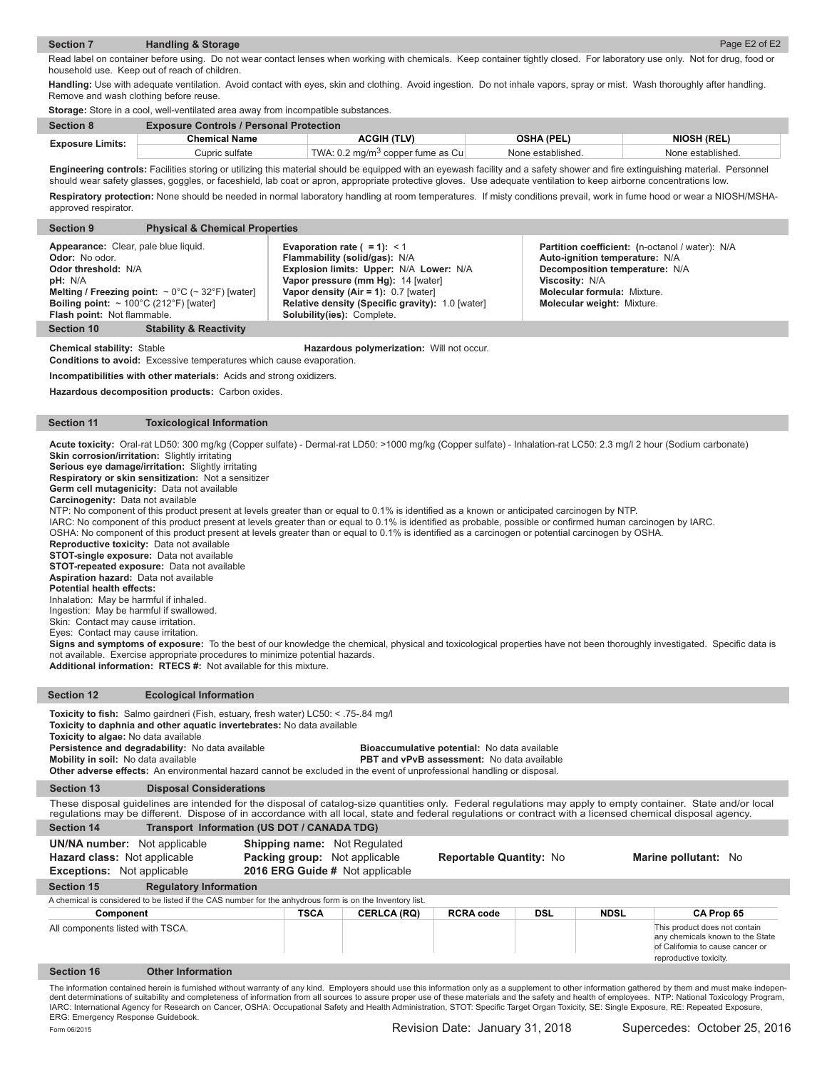## Section 7 Handling & Storage

Read label on container before using. Do not wear contact lenses when working with chemicals. Keep container tightly closed. For laboratory use only. Not for drug, food or household use. Keep out of reach of children.

**Handling:** Use with adequate ventilation. Avoid contact with eyes, skin and clothing. Avoid ingestion. Do not inhale vapors, spray or mist. Wash thoroughly after handling. Remove and wash clothing before reuse.

**Storage:** Store in a cool, well-ventilated area away from incompatible substances.

## Section 8 Exposure Controls / Personal Protection

| Exposure Limits: | Chemical Name | ACGIH (TLV) | OSHA (PEL) | NIOSH (REL) |
|---|---|---|---|---|
| | Cupric sulfate | TWA: 0.2 mg/m$^3$ copper fume as Cu | None established. | None established. |

**Engineering controls:** Facilities storing or utilizing this material should be equipped with an eyewash facility and a safety shower and fire extinguishing material. Personnel should wear safety glasses, goggles, or faceshield, lab coat or apron, appropriate protective gloves. Use adequate ventilation to keep airborne concentrations low.

**Respiratory protection:** None should be needed in normal laboratory handling at room temperatures. If misty conditions prevail, work in fume hood or wear a NIOSH/MSHA-approved respirator.

## Section 9 Physical & Chemical Properties

**Appearance:** Clear, pale blue liquid.
**Odor:** No odor.
**Odor threshold:** N/A
**pH:** N/A
**Melting / Freezing point:** ~ 0°C (~ 32°F) [water]
**Boiling point:** ~ 100°C (212°F) [water]
**Flash point:** Not flammable.

**Evaporation rate ( = 1):** < 1
**Flammability (solid/gas):** N/A
**Explosion limits: Upper:** N/A **Lower:** N/A
**Vapor pressure (mm Hg):** 14 [water]
**Vapor density (Air = 1):** 0.7 [water]
**Relative density (Specific gravity):** 1.0 [water]
**Solubility(ies):** Complete.

**Partition coefficient:** (n-octanol / water): N/A
**Auto-ignition temperature:** N/A
**Decomposition temperature:** N/A
**Viscosity:** N/A
**Molecular formula:** Mixture.
**Molecular weight:** Mixture.

## Section 10 Stability & Reactivity

**Chemical stability:** Stable **Hazardous polymerization:** Will not occur.

**Conditions to avoid:** Excessive temperatures which cause evaporation.

**Incompatibilities with other materials:** Acids and strong oxidizers.

**Hazardous decomposition products:** Carbon oxides.

## Section 11 Toxicological Information

**Acute toxicity:** Oral-rat LD50: 300 mg/kg (Copper sulfate) - Dermal-rat LD50: >1000 mg/kg (Copper sulfate) - Inhalation-rat LC50: 2.3 mg/l 2 hour (Sodium carbonate)
**Skin corrosion/irritation:** Slightly irritating
**Serious eye damage/irritation:** Slightly irritating
**Respiratory or skin sensitization:** Not a sensitizer
**Germ cell mutagenicity:** Data not available
**Carcinogenity:** Data not available
NTP: No component of this product present at levels greater than or equal to 0.1% is identified as a known or anticipated carcinogen by NTP.
IARC: No component of this product present at levels greater than or equal to 0.1% is identified as probable, possible or confirmed human carcinogen by IARC.
OSHA: No component of this product present at levels greater than or equal to 0.1% is identified as a carcinogen or potential carcinogen by OSHA.
**Reproductive toxicity:** Data not available
**STOT-single exposure:** Data not available
**STOT-repeated exposure:** Data not available
**Aspiration hazard:** Data not available
**Potential health effects:**
Inhalation: May be harmful if inhaled.
Ingestion: May be harmful if swallowed.
Skin: Contact may cause irritation.
Eyes: Contact may cause irritation.
**Signs and symptoms of exposure:** To the best of our knowledge the chemical, physical and toxicological properties have not been thoroughly investigated. Specific data is not available. Exercise appropriate procedures to minimize potential hazards.
**Additional information: RTECS #:** Not available for this mixture.

## Section 12 Ecological Information

**Toxicity to fish:** Salmo gairdneri (Fish, estuary, fresh water) LC50: < .75-.84 mg/l
**Toxicity to daphnia and other aquatic invertebrates:** No data available
**Toxicity to algae:** No data available
**Persistence and degradability:** No data available
**Mobility in soil:** No data available
**Bioaccumulative potential:** No data available
**PBT and vPvB assessment:** No data available
**Other adverse effects:** An environmental hazard cannot be excluded in the event of unprofessional handling or disposal.

## Section 13 Disposal Considerations

These disposal guidelines are intended for the disposal of catalog-size quantities only. Federal regulations may apply to empty container. State and/or local regulations may be different. Dispose of in accordance with all local, state and federal regulations or contract with a licensed chemical disposal agency.

## Section 14 Transport Information (US DOT / CANADA TDG)

**UN/NA number:** Not applicable
**Hazard class:** Not applicable
**Exceptions:** Not applicable

**Shipping name:** Not Regulated
**Packing group:** Not applicable
**2016 ERG Guide #** Not applicable

**Reportable Quantity:** No

**Marine pollutant:** No

## Section 15 Regulatory Information

A chemical is considered to be listed if the CAS number for the anhydrous form is on the Inventory list.

| Component | TSCA | CERLCA (RQ) | RCRA code | DSL | NDSL | CA Prop 65 |
|---|---|---|---|---|---|---|
| All components listed with TSCA. | | | | | | This product does not contain any chemicals known to the State of California to cause cancer or reproductive toxicity. |

## Section 16 Other Information

The information contained herein is furnished without warranty of any kind. Employers should use this information only as a supplement to other information gathered by them and must make independent determinations of suitability and completeness of information from all sources to assure proper use of these materials and the safety and health of employees. NTP: National Toxicology Program, IARC: International Agency for Research on Cancer, OSHA: Occupational Safety and Health Administration, STOT: Specific Target Organ Toxicity, SE: Single Exposure, RE: Repeated Exposure, ERG: Emergency Response Guidebook.

Form 06/2015 Revision Date: January 31, 2018 Supercedes: October 25, 2016